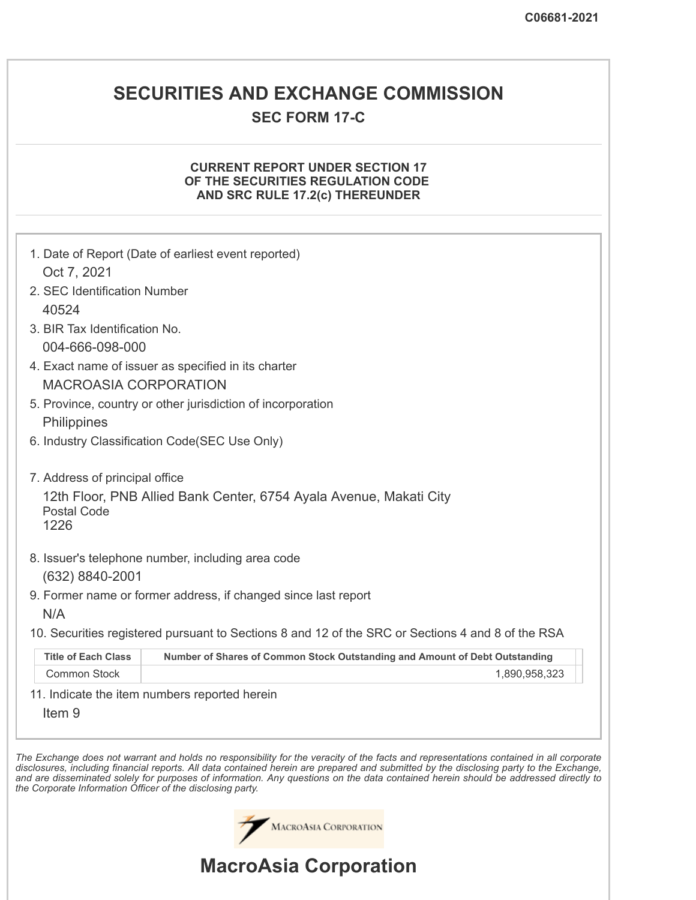C06681-2021

# SECURITIES AND EXCHANGE COMMISSION

## SEC FORM 17-C

### CURRENT REPORT UNDER SECTION 17 OF THE SECURITIES REGULATION CODE AND SRC RULE 17.2(c) THEREUNDER

1. Date of Report (Date of earliest event reported)
   Oct 7, 2021
2. SEC Identification Number
   40524
3. BIR Tax Identification No.
   004-666-098-000
4. Exact name of issuer as specified in its charter
   MACROASIA CORPORATION
5. Province, country or other jurisdiction of incorporation
   Philippines
6. Industry Classification Code(SEC Use Only)

7. Address of principal office
   12th Floor, PNB Allied Bank Center, 6754 Ayala Avenue, Makati City
   Postal Code
   1226
8. Issuer's telephone number, including area code
   (632) 8840-2001
9. Former name or former address, if changed since last report
   N/A
10. Securities registered pursuant to Sections 8 and 12 of the SRC or Sections 4 and 8 of the RSA

| Title of Each Class | Number of Shares of Common Stock Outstanding and Amount of Debt Outstanding |
|---|---|
| Common Stock | 1,890,958,323 |

11. Indicate the item numbers reported herein
    Item 9

*The Exchange does not warrant and holds no responsibility for the veracity of the facts and representations contained in all corporate disclosures, including financial reports. All data contained herein are prepared and submitted by the disclosing party to the Exchange, and are disseminated solely for purposes of information. Any questions on the data contained herein should be addressed directly to the Corporate Information Officer of the disclosing party.*

MacroAsia Corporation

# MacroAsia Corporation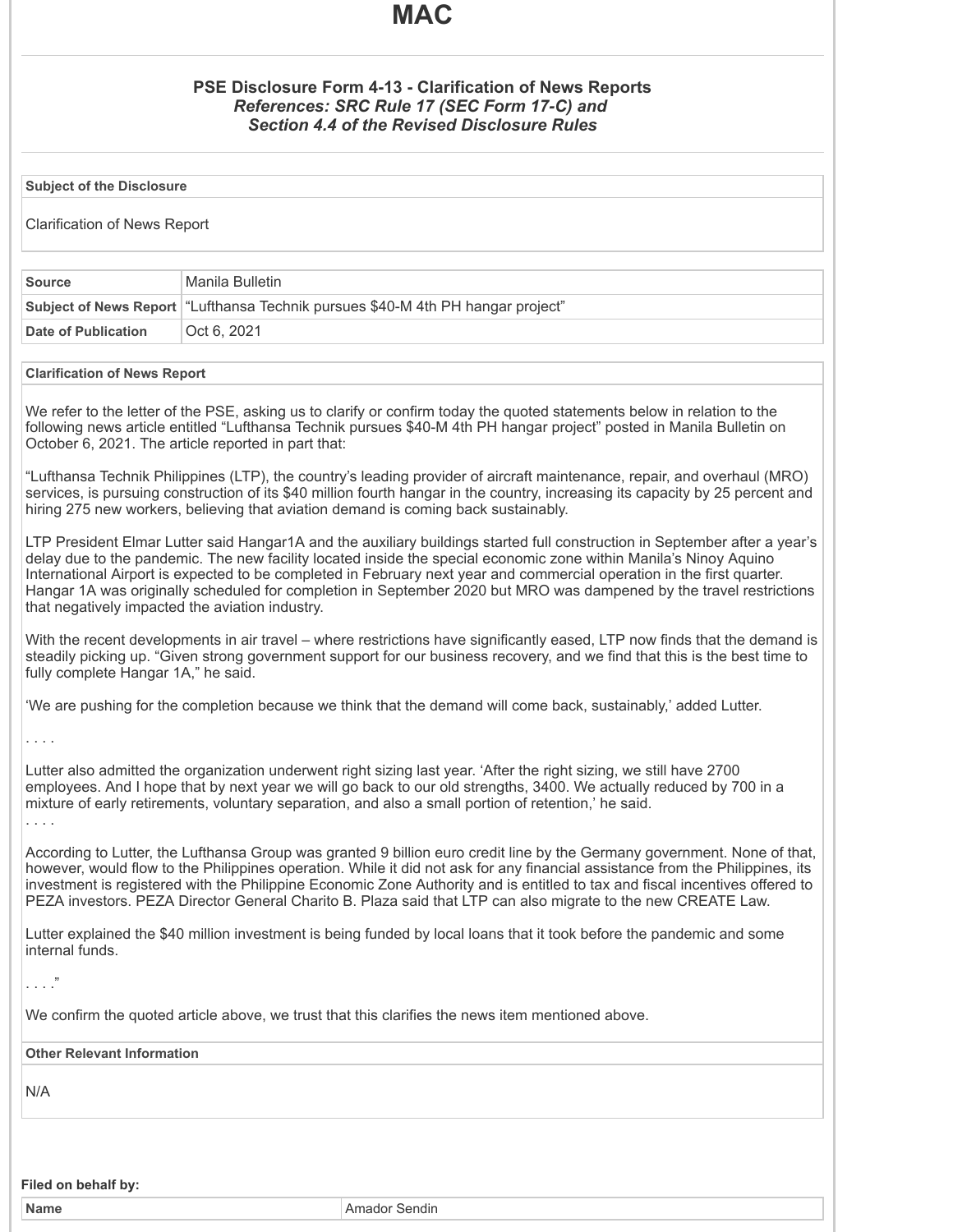# MAC

### PSE Disclosure Form 4-13 - Clarification of News Reports

*References: SRC Rule 17 (SEC Form 17-C) and Section 4.4 of the Revised Disclosure Rules*

**Subject of the Disclosure**

Clarification of News Report

| | |
|---|---|
| **Source** | Manila Bulletin |
| **Subject of News Report** | "Lufthansa Technik pursues $40-M 4th PH hangar project" |
| **Date of Publication** | Oct 6, 2021 |

**Clarification of News Report**

We refer to the letter of the PSE, asking us to clarify or confirm today the quoted statements below in relation to the following news article entitled "Lufthansa Technik pursues $40-M 4th PH hangar project" posted in Manila Bulletin on October 6, 2021. The article reported in part that:

"Lufthansa Technik Philippines (LTP), the country's leading provider of aircraft maintenance, repair, and overhaul (MRO) services, is pursuing construction of its $40 million fourth hangar in the country, increasing its capacity by 25 percent and hiring 275 new workers, believing that aviation demand is coming back sustainably.

LTP President Elmar Lutter said Hangar1A and the auxiliary buildings started full construction in September after a year's delay due to the pandemic. The new facility located inside the special economic zone within Manila's Ninoy Aquino International Airport is expected to be completed in February next year and commercial operation in the first quarter. Hangar 1A was originally scheduled for completion in September 2020 but MRO was dampened by the travel restrictions that negatively impacted the aviation industry.

With the recent developments in air travel – where restrictions have significantly eased, LTP now finds that the demand is steadily picking up. "Given strong government support for our business recovery, and we find that this is the best time to fully complete Hangar 1A," he said.

'We are pushing for the completion because we think that the demand will come back, sustainably,' added Lutter.

. . . .

Lutter also admitted the organization underwent right sizing last year. 'After the right sizing, we still have 2700 employees. And I hope that by next year we will go back to our old strengths, 3400. We actually reduced by 700 in a mixture of early retirements, voluntary separation, and also a small portion of retention,' he said.

. . . .

According to Lutter, the Lufthansa Group was granted 9 billion euro credit line by the Germany government. None of that, however, would flow to the Philippines operation. While it did not ask for any financial assistance from the Philippines, its investment is registered with the Philippine Economic Zone Authority and is entitled to tax and fiscal incentives offered to PEZA investors. PEZA Director General Charito B. Plaza said that LTP can also migrate to the new CREATE Law.

Lutter explained the $40 million investment is being funded by local loans that it took before the pandemic and some internal funds.

. . . ."

We confirm the quoted article above, we trust that this clarifies the news item mentioned above.

**Other Relevant Information**

N/A

**Filed on behalf by:**

| | |
|---|---|
| **Name** | Amador Sendin |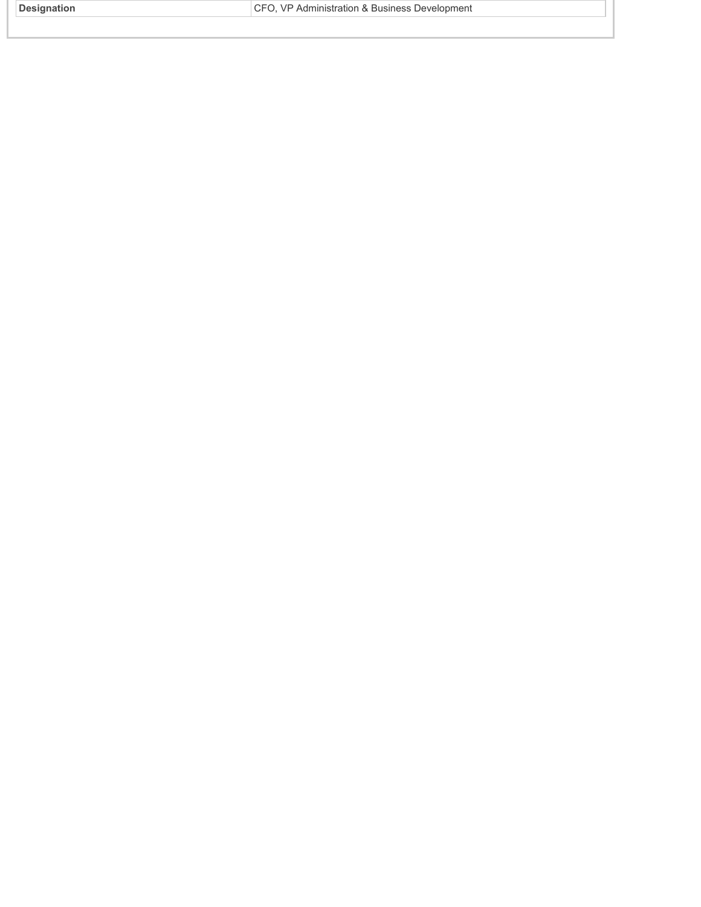| | |
|---|---|
| **Designation** | CFO, VP Administration & Business Development |